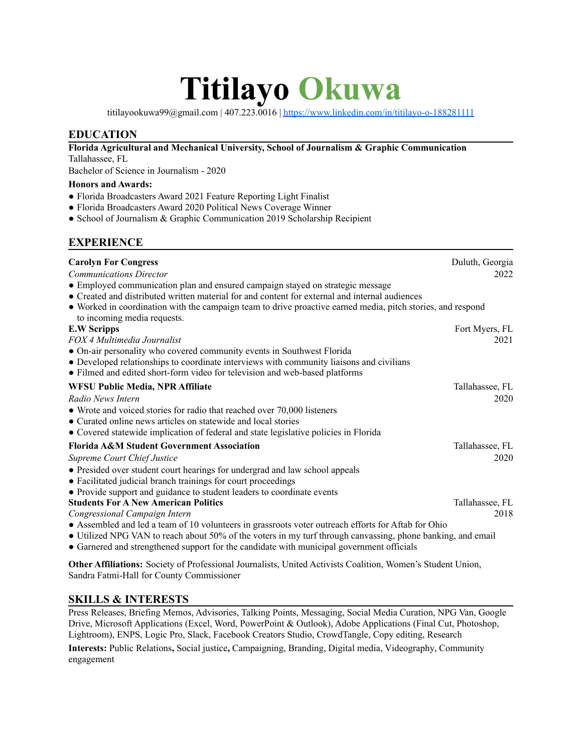# Titilayo Okuwa

titilayookuwa99@gmail.com | 407.223.0016 | https://www.linkedin.com/in/titilayo-o-188281111

## EDUCATION

**Florida Agricultural and Mechanical University, School of Journalism & Graphic Communication**
Tallahassee, FL
Bachelor of Science in Journalism - 2020

**Honors and Awards:**

- Florida Broadcasters Award 2021 Feature Reporting Light Finalist
- Florida Broadcasters Award 2020 Political News Coverage Winner
- School of Journalism & Graphic Communication 2019 Scholarship Recipient

## EXPERIENCE

**Carolyn For Congress** — Duluth, Georgia
*Communications Director* — 2022

- Employed communication plan and ensured campaign stayed on strategic message
- Created and distributed written material for and content for external and internal audiences
- Worked in coordination with the campaign team to drive proactive earned media, pitch stories, and respond to incoming media requests.

**E.W Scripps** — Fort Myers, FL
*FOX 4 Multimedia Journalist* — 2021

- On-air personality who covered community events in Southwest Florida
- Developed relationships to coordinate interviews with community liaisons and civilians
- Filmed and edited short-form video for television and web-based platforms

**WFSU Public Media, NPR Affiliate** — Tallahassee, FL
*Radio News Intern* — 2020

- Wrote and voiced stories for radio that reached over 70,000 listeners
- Curated online news articles on statewide and local stories
- Covered statewide implication of federal and state legislative policies in Florida

**Florida A&M Student Government Association** — Tallahassee, FL
*Supreme Court Chief Justice* — 2020

- Presided over student court hearings for undergrad and law school appeals
- Facilitated judicial branch trainings for court proceedings
- Provide support and guidance to student leaders to coordinate events

**Students For A New American Politics** — Tallahassee, FL
*Congressional Campaign Intern* — 2018

- Assembled and led a team of 10 volunteers in grassroots voter outreach efforts for Aftab for Ohio
- Utilized NPG VAN to reach about 50% of the voters in my turf through canvassing, phone banking, and email
- Garnered and strengthened support for the candidate with municipal government officials

**Other Affiliations:** Society of Professional Journalists, United Activists Coalition, Women's Student Union, Sandra Fatmi-Hall for County Commissioner

## SKILLS & INTERESTS

Press Releases, Briefing Memos, Advisories, Talking Points, Messaging, Social Media Curation, NPG Van, Google Drive, Microsoft Applications (Excel, Word, PowerPoint & Outlook), Adobe Applications (Final Cut, Photoshop, Lightroom), ENPS, Logic Pro, Slack, Facebook Creators Studio, CrowdTangle, Copy editing, Research

**Interests:** Public Relations**,** Social justice**,** Campaigning, Branding, Digital media, Videography, Community engagement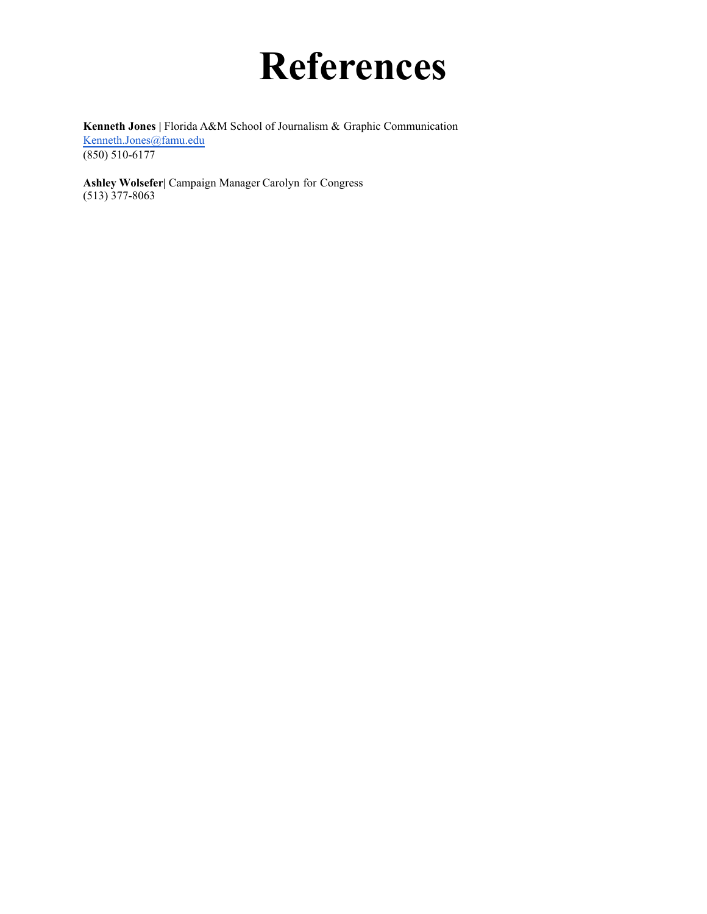# References

**Kenneth Jones |** Florida A&M School of Journalism & Graphic Communication
Kenneth.Jones@famu.edu
(850) 510-6177

**Ashley Wolsefer|** Campaign Manager Carolyn for Congress
(513) 377-8063